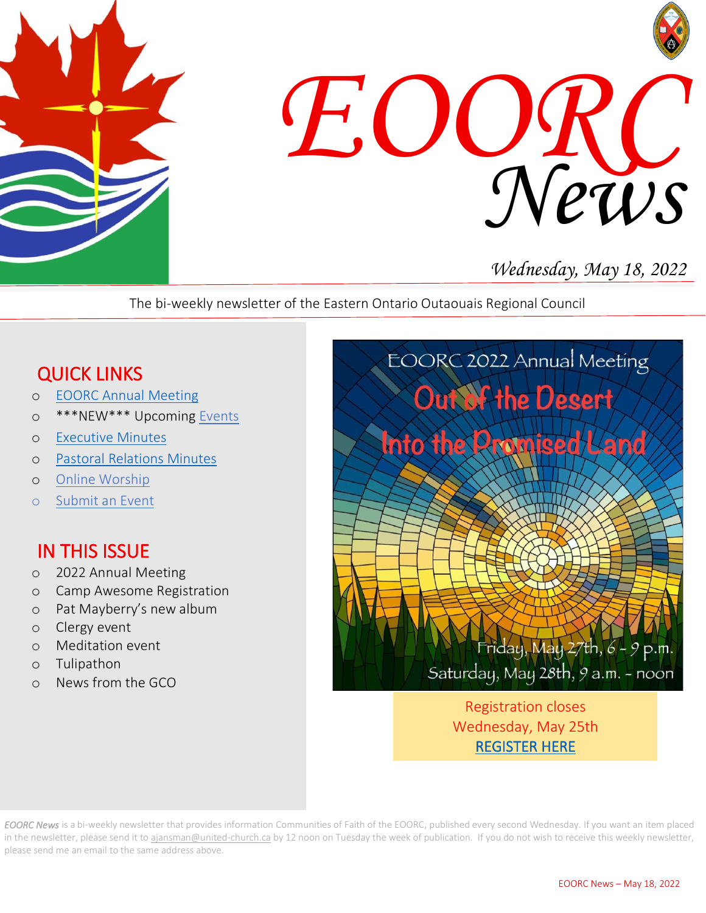# EOORC News

*Wednesday, May 18, 2022*

The bi-weekly newsletter of the Eastern Ontario Outaouais Regional Council

## QUICK LINKS

- EOORC Annual Meeting
- ***NEW*** Upcoming Events
- Executive Minutes
- Pastoral Relations Minutes
- Online Worship
- Submit an Event

## IN THIS ISSUE

- 2022 Annual Meeting
- Camp Awesome Registration
- Pat Mayberry's new album
- Clergy event
- Meditation event
- Tulipathon
- News from the GCO

EOORC 2022 Annual Meeting

Out of the Desert

Into the Promised Land

Friday, May 27th, 6 - 9 p.m.

Saturday, May 28th, 9 a.m. - noon

Registration closes Wednesday, May 25th

REGISTER HERE

*EOORC News* is a bi-weekly newsletter that provides information Communities of Faith of the EOORC, published every second Wednesday. If you want an item placed in the newsletter, please send it to ajansman@united-church.ca by 12 noon on Tuesday the week of publication. If you do not wish to receive this weekly newsletter, please send me an email to the same address above.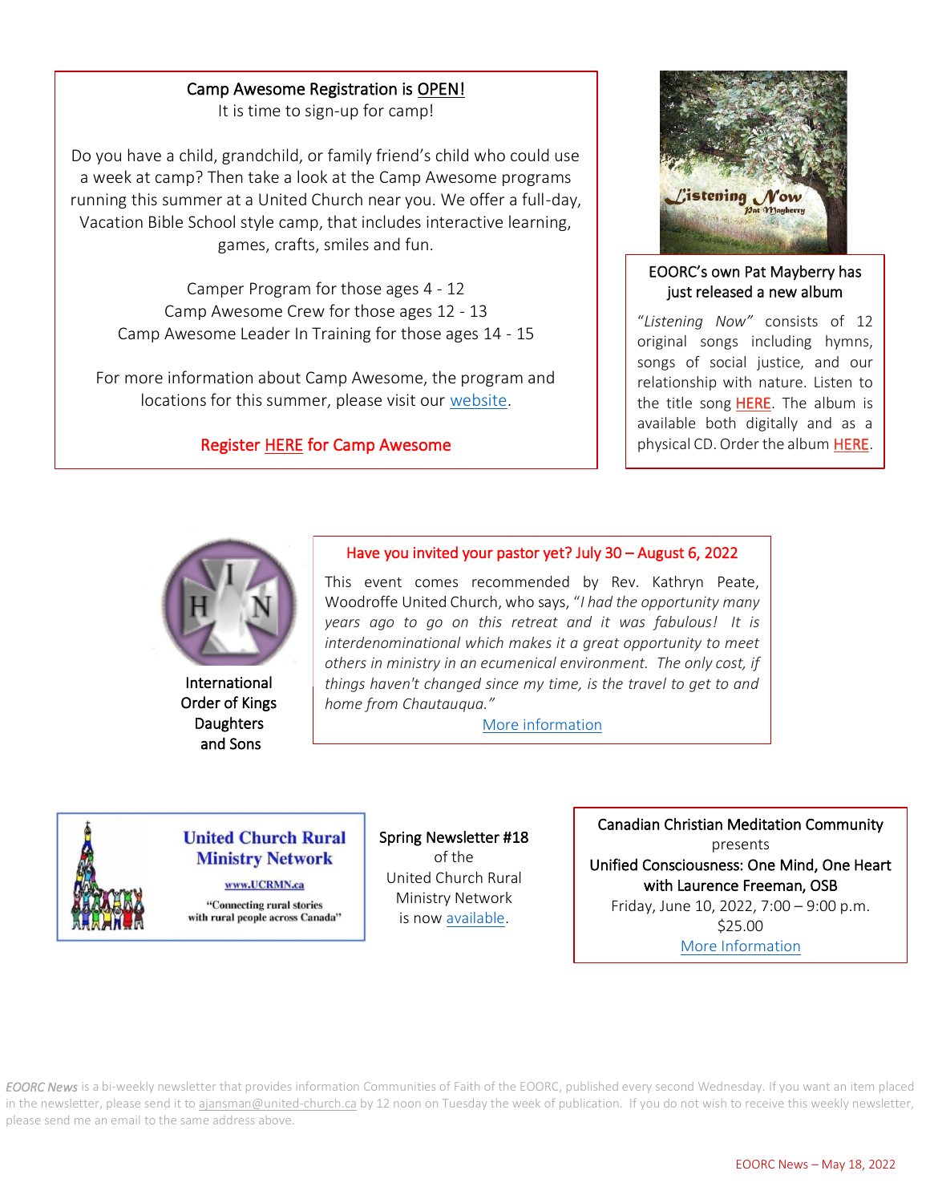## Camp Awesome Registration is OPEN!

It is time to sign-up for camp!

Do you have a child, grandchild, or family friend's child who could use a week at camp? Then take a look at the Camp Awesome programs running this summer at a United Church near you. We offer a full-day, Vacation Bible School style camp, that includes interactive learning, games, crafts, smiles and fun.

Camper Program for those ages 4 - 12
Camp Awesome Crew for those ages 12 - 13
Camp Awesome Leader In Training for those ages 14 - 15

For more information about Camp Awesome, the program and locations for this summer, please visit our website.

Register HERE for Camp Awesome

## EOORC's own Pat Mayberry has just released a new album

"*Listening Now*" consists of 12 original songs including hymns, songs of social justice, and our relationship with nature. Listen to the title song HERE. The album is available both digitally and as a physical CD. Order the album HERE.

International Order of Kings Daughters and Sons

## Have you invited your pastor yet? July 30 – August 6, 2022

This event comes recommended by Rev. Kathryn Peate, Woodroffe United Church, who says, "*I had the opportunity many years ago to go on this retreat and it was fabulous! It is interdenominational which makes it a great opportunity to meet others in ministry in an ecumenical environment. The only cost, if things haven't changed since my time, is the travel to get to and home from Chautauqua.*"

More information

United Church Rural Ministry Network
www.UCRMN.ca
"Connecting rural stories with rural people across Canada"

Spring Newsletter #18 of the United Church Rural Ministry Network is now available.

## Canadian Christian Meditation Community

presents

**Unified Consciousness: One Mind, One Heart with Laurence Freeman, OSB**

Friday, June 10, 2022, 7:00 – 9:00 p.m.
$25.00
More Information

*EOORC News* is a bi-weekly newsletter that provides information Communities of Faith of the EOORC, published every second Wednesday. If you want an item placed in the newsletter, please send it to ajansman@united-church.ca by 12 noon on Tuesday the week of publication. If you do not wish to receive this weekly newsletter, please send me an email to the same address above.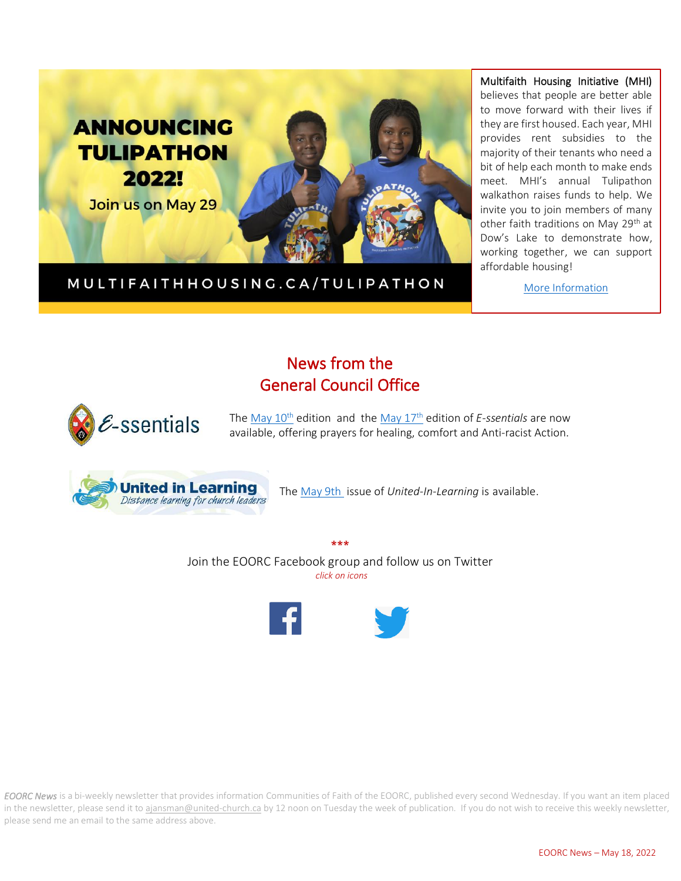ANNOUNCING TULIPATHON 2022!

Join us on May 29

MULTIFAITHHOUSING.CA/TULIPATHON

Multifaith Housing Initiative (MHI) believes that people are better able to move forward with their lives if they are first housed. Each year, MHI provides rent subsidies to the majority of their tenants who need a bit of help each month to make ends meet. MHI's annual Tulipathon walkathon raises funds to help. We invite you to join members of many other faith traditions on May 29th at Dow's Lake to demonstrate how, working together, we can support affordable housing!

More Information

## News from the General Council Office

The May 10th edition and the May 17th edition of *E-ssentials* are now available, offering prayers for healing, comfort and Anti-racist Action.

The May 9th issue of *United-In-Learning* is available.

\*\*\*

Join the EOORC Facebook group and follow us on Twitter

*click on icons*

*EOORC News* is a bi-weekly newsletter that provides information Communities of Faith of the EOORC, published every second Wednesday. If you want an item placed in the newsletter, please send it to ajansman@united-church.ca by 12 noon on Tuesday the week of publication. If you do not wish to receive this weekly newsletter, please send me an email to the same address above.